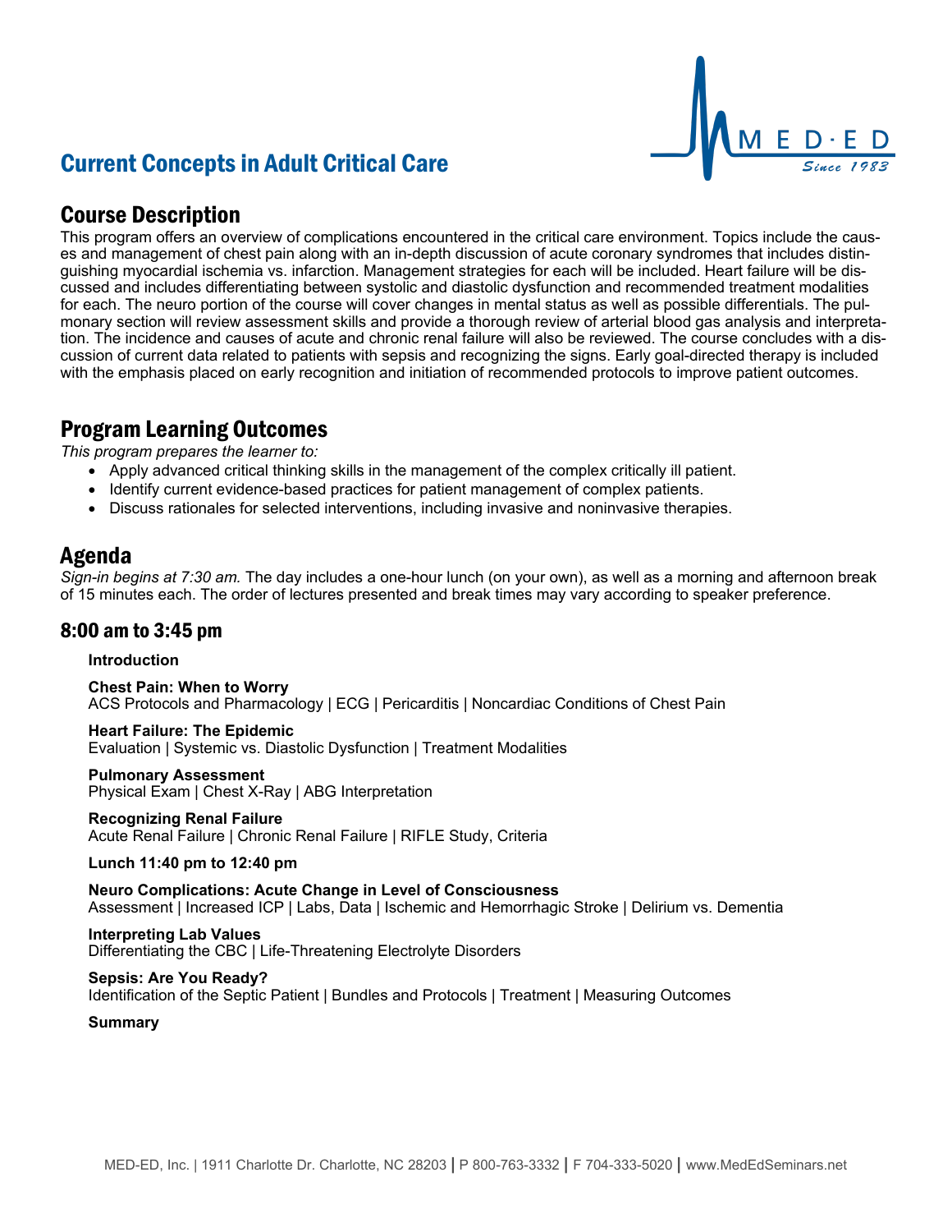# Current Concepts in Adult Critical Care

MED·ED
*Since 1983*

## Course Description

This program offers an overview of complications encountered in the critical care environment. Topics include the causes and management of chest pain along with an in-depth discussion of acute coronary syndromes that includes distinguishing myocardial ischemia vs. infarction. Management strategies for each will be included. Heart failure will be discussed and includes differentiating between systolic and diastolic dysfunction and recommended treatment modalities for each. The neuro portion of the course will cover changes in mental status as well as possible differentials. The pulmonary section will review assessment skills and provide a thorough review of arterial blood gas analysis and interpretation. The incidence and causes of acute and chronic renal failure will also be reviewed. The course concludes with a discussion of current data related to patients with sepsis and recognizing the signs. Early goal-directed therapy is included with the emphasis placed on early recognition and initiation of recommended protocols to improve patient outcomes.

## Program Learning Outcomes

*This program prepares the learner to:*

- Apply advanced critical thinking skills in the management of the complex critically ill patient.
- Identify current evidence-based practices for patient management of complex patients.
- Discuss rationales for selected interventions, including invasive and noninvasive therapies.

## Agenda

*Sign-in begins at 7:30 am.* The day includes a one-hour lunch (on your own), as well as a morning and afternoon break of 15 minutes each. The order of lectures presented and break times may vary according to speaker preference.

### 8:00 am to 3:45 pm

**Introduction**

**Chest Pain: When to Worry**
ACS Protocols and Pharmacology | ECG | Pericarditis | Noncardiac Conditions of Chest Pain

**Heart Failure: The Epidemic**
Evaluation | Systemic vs. Diastolic Dysfunction | Treatment Modalities

**Pulmonary Assessment**
Physical Exam | Chest X-Ray | ABG Interpretation

**Recognizing Renal Failure**
Acute Renal Failure | Chronic Renal Failure | RIFLE Study, Criteria

**Lunch 11:40 pm to 12:40 pm**

**Neuro Complications: Acute Change in Level of Consciousness**
Assessment | Increased ICP | Labs, Data | Ischemic and Hemorrhagic Stroke | Delirium vs. Dementia

**Interpreting Lab Values**
Differentiating the CBC | Life-Threatening Electrolyte Disorders

**Sepsis: Are You Ready?**
Identification of the Septic Patient | Bundles and Protocols | Treatment | Measuring Outcomes

**Summary**

MED-ED, Inc. | 1911 Charlotte Dr. Charlotte, NC 28203 | P 800-763-3332 | F 704-333-5020 | www.MedEdSeminars.net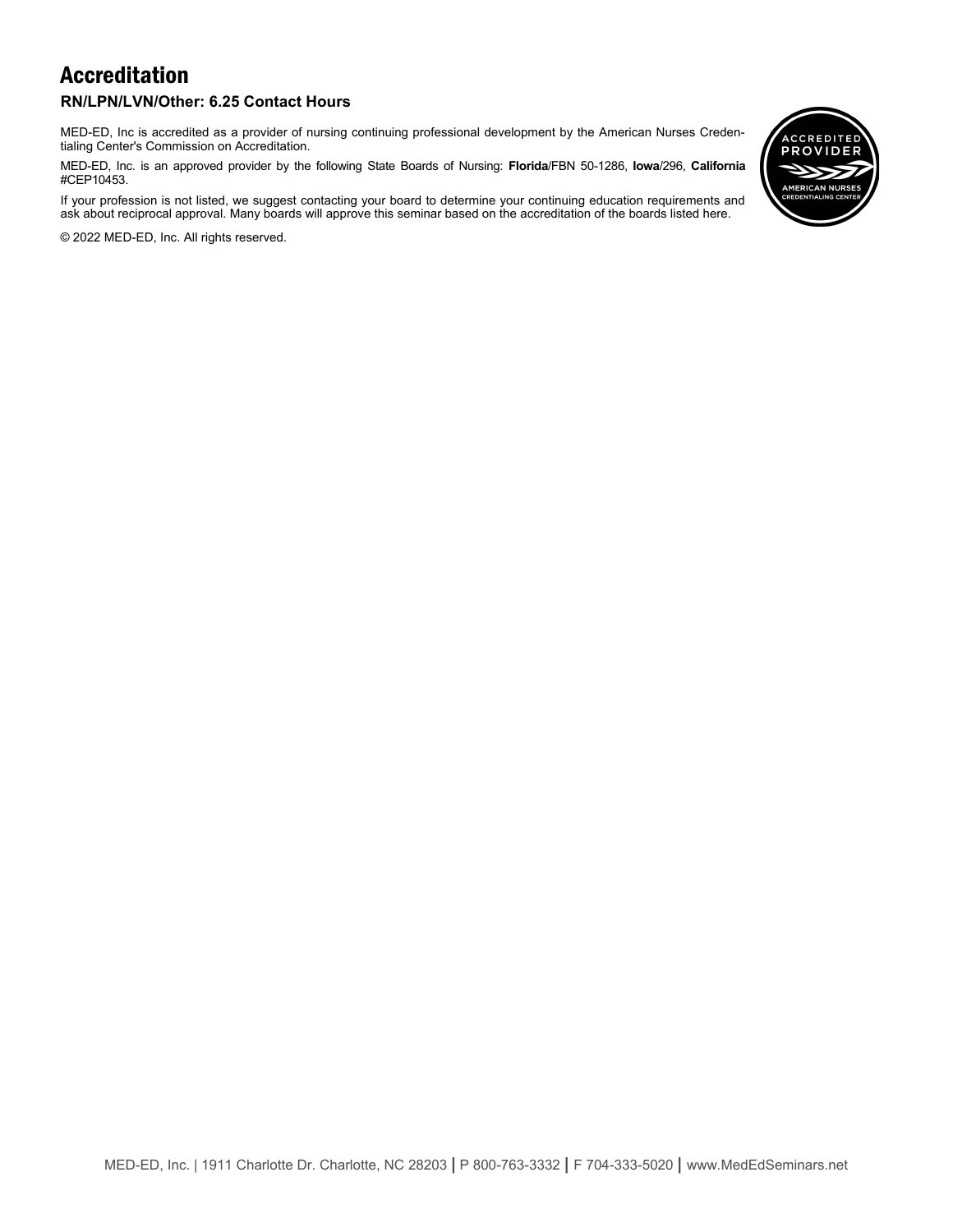# Accreditation

### RN/LPN/LVN/Other: 6.25 Contact Hours

MED-ED, Inc is accredited as a provider of nursing continuing professional development by the American Nurses Credentialing Center's Commission on Accreditation.

MED-ED, Inc. is an approved provider by the following State Boards of Nursing: **Florida**/FBN 50-1286, **Iowa**/296, **California** #CEP10453.

If your profession is not listed, we suggest contacting your board to determine your continuing education requirements and ask about reciprocal approval. Many boards will approve this seminar based on the accreditation of the boards listed here.

© 2022 MED-ED, Inc. All rights reserved.

MED-ED, Inc. | 1911 Charlotte Dr. Charlotte, NC 28203 | P 800-763-3332 | F 704-333-5020 | www.MedEdSeminars.net